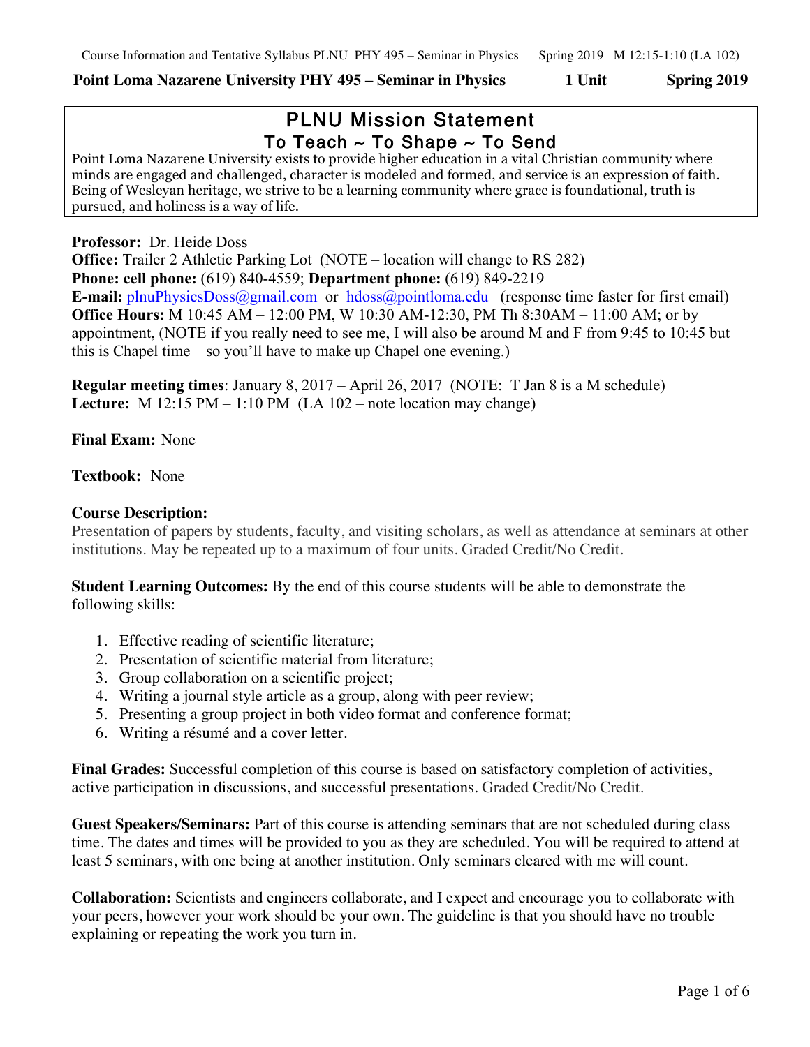**Point Loma Nazarene University PHY 495 – Seminar in Physics 1 Unit Spring 2019**

## PLNU Mission Statement
### To Teach ~ To Shape ~ To Send

Point Loma Nazarene University exists to provide higher education in a vital Christian community where minds are engaged and challenged, character is modeled and formed, and service is an expression of faith. Being of Wesleyan heritage, we strive to be a learning community where grace is foundational, truth is pursued, and holiness is a way of life.

**Professor:** Dr. Heide Doss
**Office:** Trailer 2 Athletic Parking Lot (NOTE – location will change to RS 282)
**Phone: cell phone:** (619) 840-4559; **Department phone:** (619) 849-2219
**E-mail:** plnuPhysicsDoss@gmail.com or hdoss@pointloma.edu (response time faster for first email)
**Office Hours:** M 10:45 AM – 12:00 PM, W 10:30 AM-12:30, PM Th 8:30AM – 11:00 AM; or by appointment, (NOTE if you really need to see me, I will also be around M and F from 9:45 to 10:45 but this is Chapel time – so you'll have to make up Chapel one evening.)

**Regular meeting times**: January 8, 2017 – April 26, 2017 (NOTE: T Jan 8 is a M schedule)
**Lecture:** M 12:15 PM – 1:10 PM (LA 102 – note location may change)

**Final Exam:** None

**Textbook:** None

**Course Description:**
Presentation of papers by students, faculty, and visiting scholars, as well as attendance at seminars at other institutions. May be repeated up to a maximum of four units. Graded Credit/No Credit.

**Student Learning Outcomes:** By the end of this course students will be able to demonstrate the following skills:

1. Effective reading of scientific literature;
2. Presentation of scientific material from literature;
3. Group collaboration on a scientific project;
4. Writing a journal style article as a group, along with peer review;
5. Presenting a group project in both video format and conference format;
6. Writing a résumé and a cover letter.

**Final Grades:** Successful completion of this course is based on satisfactory completion of activities, active participation in discussions, and successful presentations. Graded Credit/No Credit.

**Guest Speakers/Seminars:** Part of this course is attending seminars that are not scheduled during class time. The dates and times will be provided to you as they are scheduled. You will be required to attend at least 5 seminars, with one being at another institution. Only seminars cleared with me will count.

**Collaboration:** Scientists and engineers collaborate, and I expect and encourage you to collaborate with your peers, however your work should be your own. The guideline is that you should have no trouble explaining or repeating the work you turn in.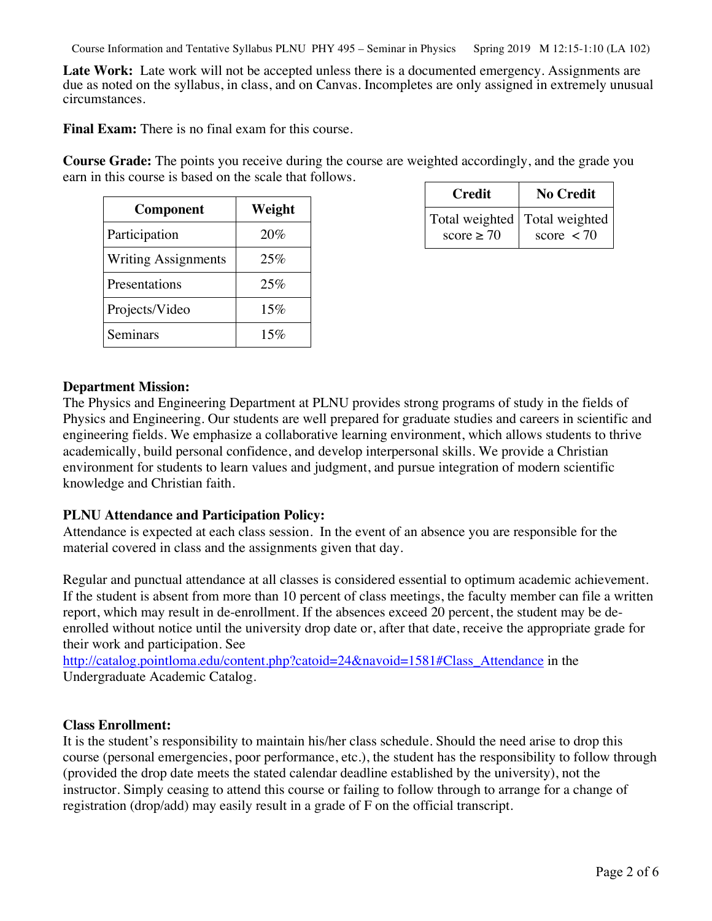**Late Work:** Late work will not be accepted unless there is a documented emergency. Assignments are due as noted on the syllabus, in class, and on Canvas. Incompletes are only assigned in extremely unusual circumstances.

**Final Exam:** There is no final exam for this course.

**Course Grade:** The points you receive during the course are weighted accordingly, and the grade you earn in this course is based on the scale that follows.

| Component | Weight |
|---|---|
| Participation | 20% |
| Writing Assignments | 25% |
| Presentations | 25% |
| Projects/Video | 15% |
| Seminars | 15% |

| Credit | No Credit |
|---|---|
| Total weighted score ≥ 70 | Total weighted score < 70 |

**Department Mission:**
The Physics and Engineering Department at PLNU provides strong programs of study in the fields of Physics and Engineering. Our students are well prepared for graduate studies and careers in scientific and engineering fields. We emphasize a collaborative learning environment, which allows students to thrive academically, build personal confidence, and develop interpersonal skills. We provide a Christian environment for students to learn values and judgment, and pursue integration of modern scientific knowledge and Christian faith.

**PLNU Attendance and Participation Policy:**
Attendance is expected at each class session. In the event of an absence you are responsible for the material covered in class and the assignments given that day.

Regular and punctual attendance at all classes is considered essential to optimum academic achievement. If the student is absent from more than 10 percent of class meetings, the faculty member can file a written report, which may result in de-enrollment. If the absences exceed 20 percent, the student may be de-enrolled without notice until the university drop date or, after that date, receive the appropriate grade for their work and participation. See http://catalog.pointloma.edu/content.php?catoid=24&navoid=1581#Class_Attendance in the Undergraduate Academic Catalog.

**Class Enrollment:**
It is the student's responsibility to maintain his/her class schedule. Should the need arise to drop this course (personal emergencies, poor performance, etc.), the student has the responsibility to follow through (provided the drop date meets the stated calendar deadline established by the university), not the instructor. Simply ceasing to attend this course or failing to follow through to arrange for a change of registration (drop/add) may easily result in a grade of F on the official transcript.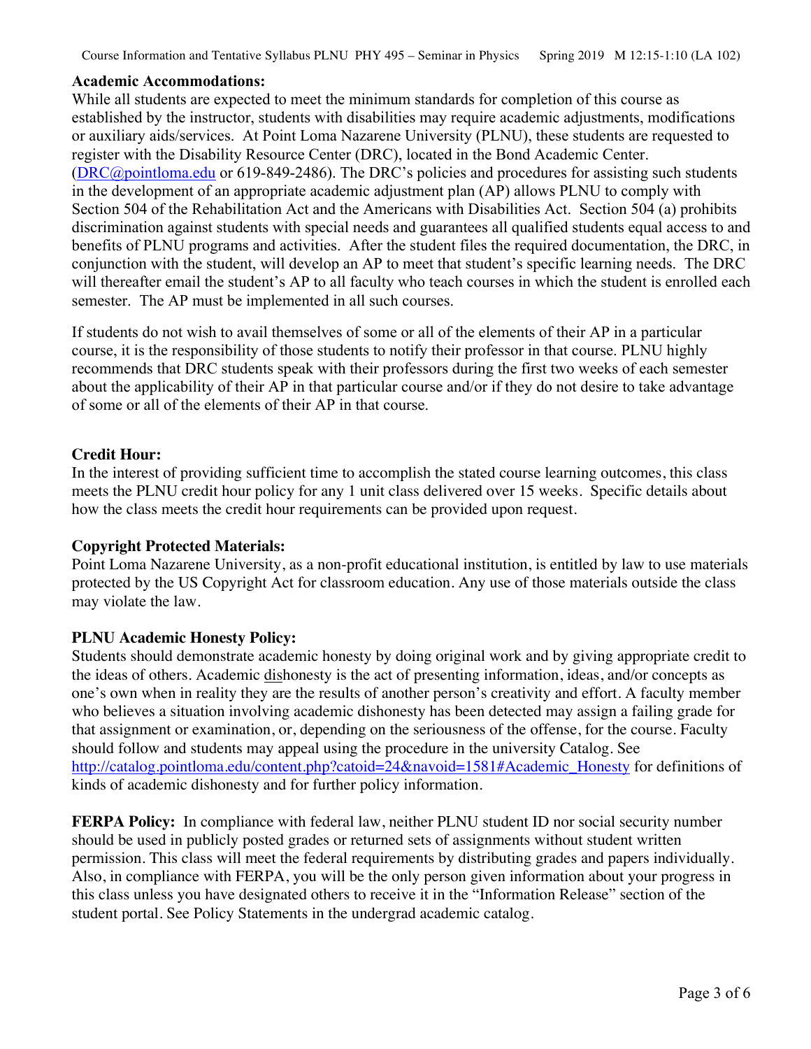**Academic Accommodations:**

While all students are expected to meet the minimum standards for completion of this course as established by the instructor, students with disabilities may require academic adjustments, modifications or auxiliary aids/services. At Point Loma Nazarene University (PLNU), these students are requested to register with the Disability Resource Center (DRC), located in the Bond Academic Center. (DRC@pointloma.edu or 619-849-2486). The DRC's policies and procedures for assisting such students in the development of an appropriate academic adjustment plan (AP) allows PLNU to comply with Section 504 of the Rehabilitation Act and the Americans with Disabilities Act. Section 504 (a) prohibits discrimination against students with special needs and guarantees all qualified students equal access to and benefits of PLNU programs and activities. After the student files the required documentation, the DRC, in conjunction with the student, will develop an AP to meet that student's specific learning needs. The DRC will thereafter email the student's AP to all faculty who teach courses in which the student is enrolled each semester. The AP must be implemented in all such courses.

If students do not wish to avail themselves of some or all of the elements of their AP in a particular course, it is the responsibility of those students to notify their professor in that course. PLNU highly recommends that DRC students speak with their professors during the first two weeks of each semester about the applicability of their AP in that particular course and/or if they do not desire to take advantage of some or all of the elements of their AP in that course.

**Credit Hour:**

In the interest of providing sufficient time to accomplish the stated course learning outcomes, this class meets the PLNU credit hour policy for any 1 unit class delivered over 15 weeks. Specific details about how the class meets the credit hour requirements can be provided upon request.

**Copyright Protected Materials:**

Point Loma Nazarene University, as a non-profit educational institution, is entitled by law to use materials protected by the US Copyright Act for classroom education. Any use of those materials outside the class may violate the law.

**PLNU Academic Honesty Policy:**

Students should demonstrate academic honesty by doing original work and by giving appropriate credit to the ideas of others. Academic dishonesty is the act of presenting information, ideas, and/or concepts as one's own when in reality they are the results of another person's creativity and effort. A faculty member who believes a situation involving academic dishonesty has been detected may assign a failing grade for that assignment or examination, or, depending on the seriousness of the offense, for the course. Faculty should follow and students may appeal using the procedure in the university Catalog. See http://catalog.pointloma.edu/content.php?catoid=24&navoid=1581#Academic_Honesty for definitions of kinds of academic dishonesty and for further policy information.

**FERPA Policy:** In compliance with federal law, neither PLNU student ID nor social security number should be used in publicly posted grades or returned sets of assignments without student written permission. This class will meet the federal requirements by distributing grades and papers individually. Also, in compliance with FERPA, you will be the only person given information about your progress in this class unless you have designated others to receive it in the "Information Release" section of the student portal. See Policy Statements in the undergrad academic catalog.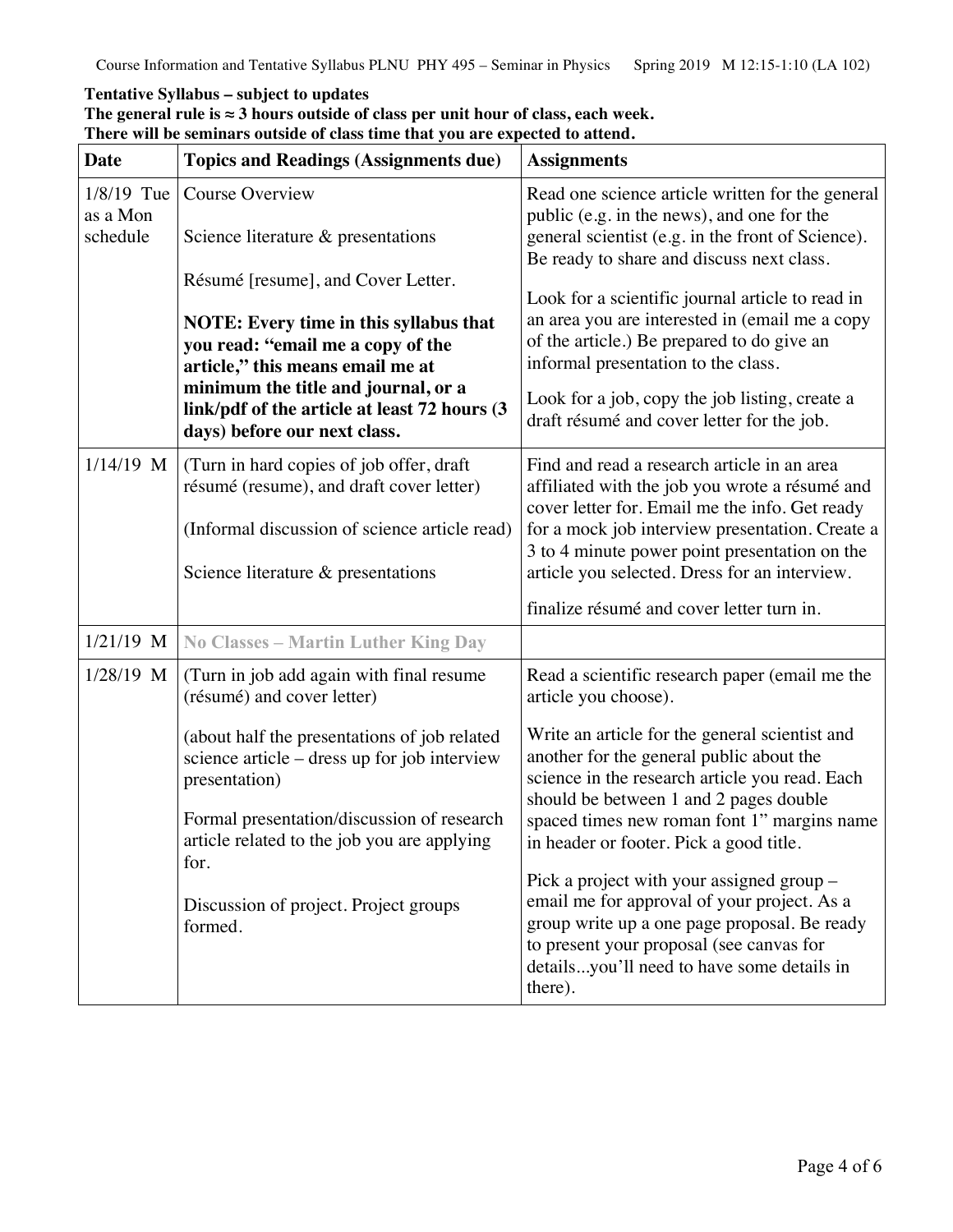**Tentative Syllabus – subject to updates**

**The general rule is ≈ 3 hours outside of class per unit hour of class, each week.**

**There will be seminars outside of class time that you are expected to attend.**

| Date | Topics and Readings (Assignments due) | Assignments |
|---|---|---|
| 1/8/19 Tue as a Mon schedule | Course Overview<br><br>Science literature & presentations<br><br>Résumé [resume], and Cover Letter.<br><br>**NOTE: Every time in this syllabus that you read: "email me a copy of the article," this means email me at minimum the title and journal, or a link/pdf of the article at least 72 hours (3 days) before our next class.** | Read one science article written for the general public (e.g. in the news), and one for the general scientist (e.g. in the front of Science). Be ready to share and discuss next class.<br><br>Look for a scientific journal article to read in an area you are interested in (email me a copy of the article.) Be prepared to do give an informal presentation to the class.<br><br>Look for a job, copy the job listing, create a draft résumé and cover letter for the job. |
| 1/14/19 M | (Turn in hard copies of job offer, draft résumé (resume), and draft cover letter)<br><br>(Informal discussion of science article read)<br><br>Science literature & presentations | Find and read a research article in an area affiliated with the job you wrote a résumé and cover letter for. Email me the info. Get ready for a mock job interview presentation. Create a 3 to 4 minute power point presentation on the article you selected. Dress for an interview.<br><br>finalize résumé and cover letter turn in. |
| 1/21/19 M | **No Classes – Martin Luther King Day** | |
| 1/28/19 M | (Turn in job add again with final resume (résumé) and cover letter)<br><br>(about half the presentations of job related science article – dress up for job interview presentation)<br><br>Formal presentation/discussion of research article related to the job you are applying for.<br><br>Discussion of project. Project groups formed. | Read a scientific research paper (email me the article you choose).<br><br>Write an article for the general scientist and another for the general public about the science in the research article you read. Each should be between 1 and 2 pages double spaced times new roman font 1" margins name in header or footer. Pick a good title.<br><br>Pick a project with your assigned group – email me for approval of your project. As a group write up a one page proposal. Be ready to present your proposal (see canvas for details...you'll need to have some details in there). |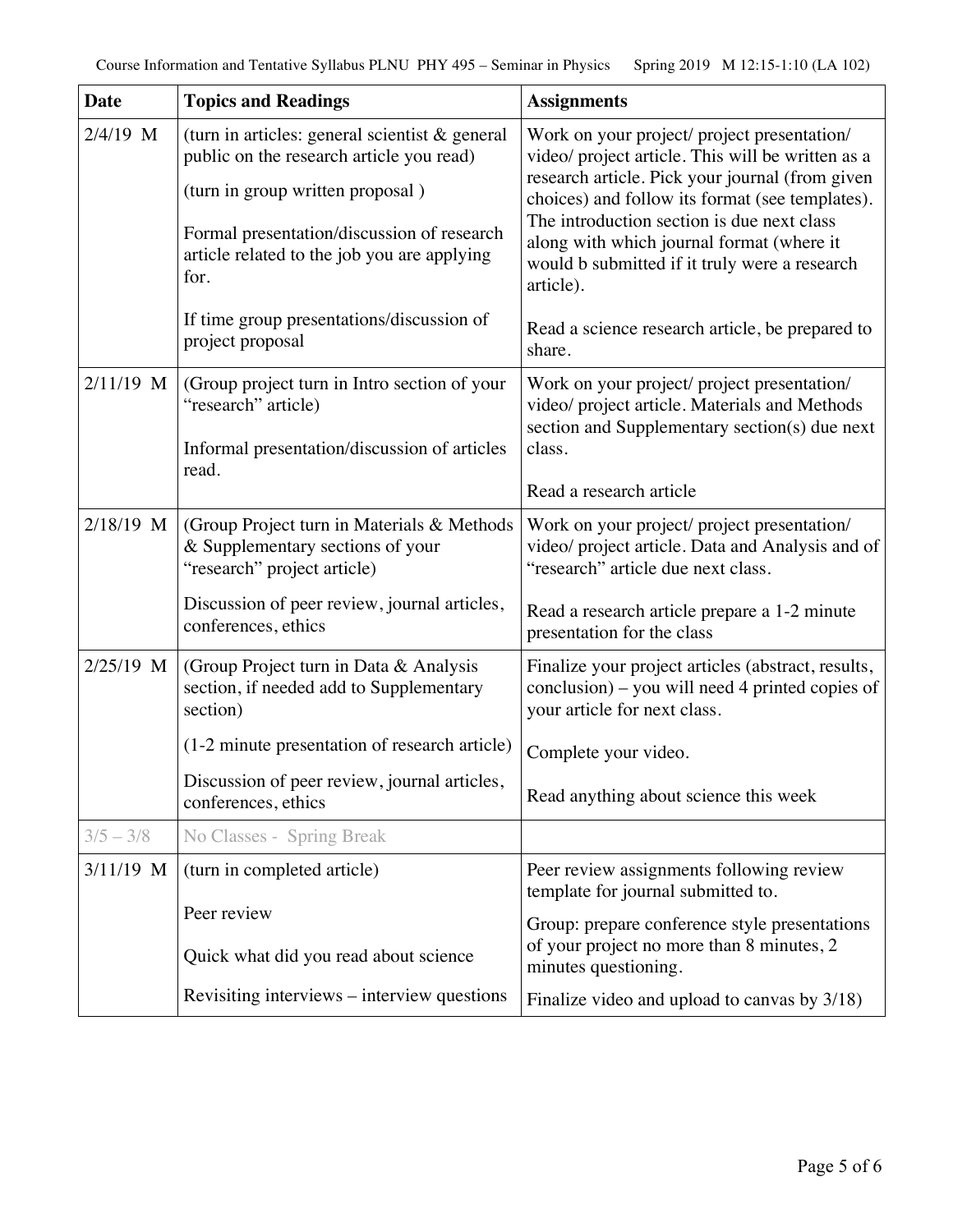| Date | Topics and Readings | Assignments |
| --- | --- | --- |
| 2/4/19 M | (turn in articles: general scientist & general public on the research article you read)<br><br>(turn in group written proposal )<br><br>Formal presentation/discussion of research article related to the job you are applying for.<br><br>If time group presentations/discussion of project proposal | Work on your project/ project presentation/ video/ project article. This will be written as a research article. Pick your journal (from given choices) and follow its format (see templates). The introduction section is due next class along with which journal format (where it would b submitted if it truly were a research article).<br><br>Read a science research article, be prepared to share. |
| 2/11/19 M | (Group project turn in Intro section of your "research" article)<br><br>Informal presentation/discussion of articles read. | Work on your project/ project presentation/ video/ project article. Materials and Methods section and Supplementary section(s) due next class.<br><br>Read a research article |
| 2/18/19 M | (Group Project turn in Materials & Methods & Supplementary sections of your "research" project article)<br><br>Discussion of peer review, journal articles, conferences, ethics | Work on your project/ project presentation/ video/ project article. Data and Analysis and of "research" article due next class.<br><br>Read a research article prepare a 1-2 minute presentation for the class |
| 2/25/19 M | (Group Project turn in Data & Analysis section, if needed add to Supplementary section)<br><br>(1-2 minute presentation of research article)<br><br>Discussion of peer review, journal articles, conferences, ethics | Finalize your project articles (abstract, results, conclusion) – you will need 4 printed copies of your article for next class.<br><br>Complete your video.<br><br>Read anything about science this week |
| 3/5 – 3/8 | No Classes - Spring Break | |
| 3/11/19 M | (turn in completed article)<br><br>Peer review<br><br>Quick what did you read about science<br><br>Revisiting interviews – interview questions | Peer review assignments following review template for journal submitted to.<br><br>Group: prepare conference style presentations of your project no more than 8 minutes, 2 minutes questioning.<br><br>Finalize video and upload to canvas by 3/18) |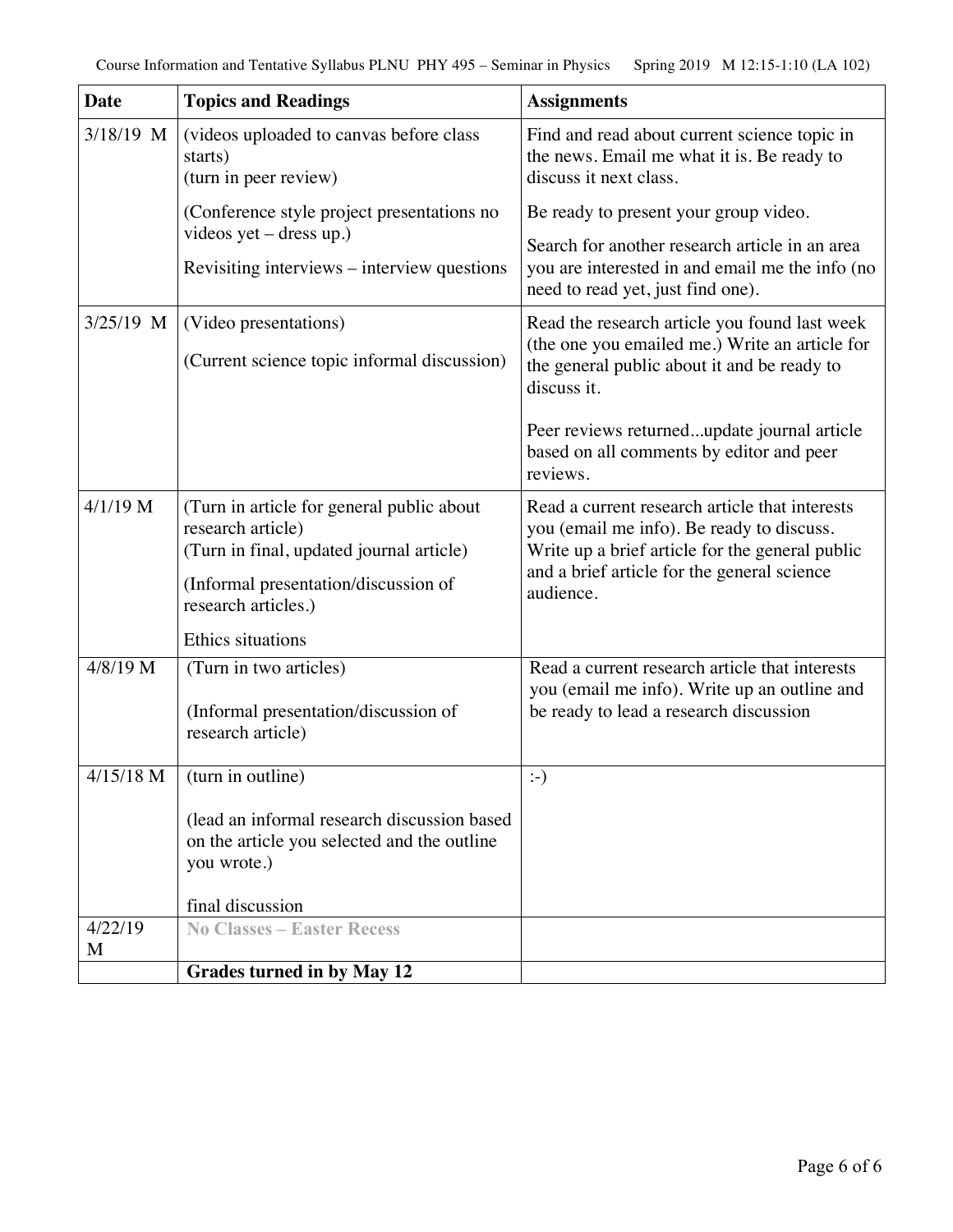| Date | Topics and Readings | Assignments |
|---|---|---|
| 3/18/19 M | (videos uploaded to canvas before class starts)<br>(turn in peer review)<br><br>(Conference style project presentations no videos yet – dress up.)<br><br>Revisiting interviews – interview questions | Find and read about current science topic in the news. Email me what it is. Be ready to discuss it next class.<br><br>Be ready to present your group video.<br><br>Search for another research article in an area you are interested in and email me the info (no need to read yet, just find one). |
| 3/25/19 M | (Video presentations)<br><br>(Current science topic informal discussion) | Read the research article you found last week (the one you emailed me.) Write an article for the general public about it and be ready to discuss it.<br><br>Peer reviews returned...update journal article based on all comments by editor and peer reviews. |
| 4/1/19 M | (Turn in article for general public about research article)<br>(Turn in final, updated journal article)<br><br>(Informal presentation/discussion of research articles.)<br><br>Ethics situations | Read a current research article that interests you (email me info). Be ready to discuss. Write up a brief article for the general public and a brief article for the general science audience. |
| 4/8/19 M | (Turn in two articles)<br><br>(Informal presentation/discussion of research article) | Read a current research article that interests you (email me info). Write up an outline and be ready to lead a research discussion |
| 4/15/18 M | (turn in outline)<br><br>(lead an informal research discussion based on the article you selected and the outline you wrote.)<br><br>final discussion | :-) |
| 4/22/19 M | **No Classes – Easter Recess** | |
| | **Grades turned in by May 12** | |